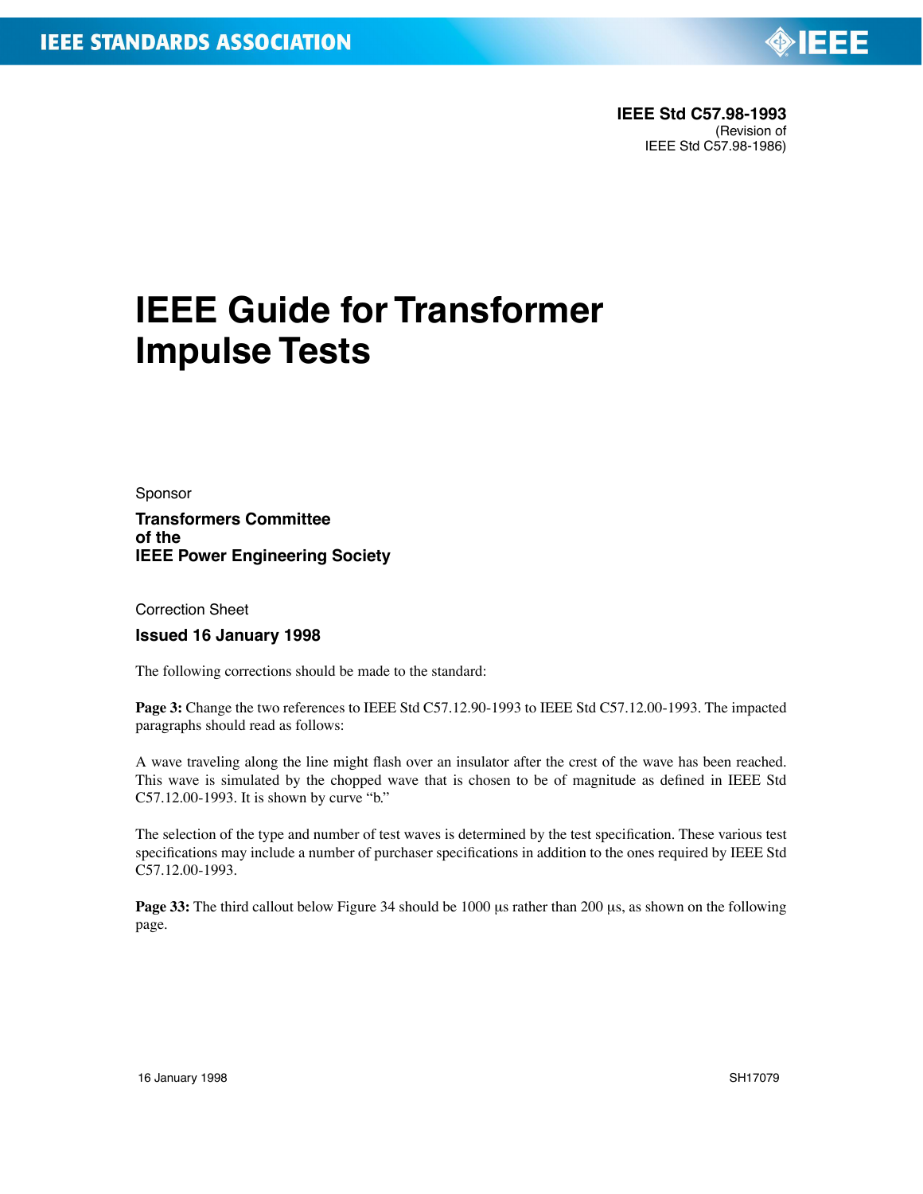IEEE STANDARDS ASSOCIATION

**IEEE Std C57.98-1993**
(Revision of
IEEE Std C57.98-1986)

# IEEE Guide for Transformer Impulse Tests

Sponsor

**Transformers Committee of the IEEE Power Engineering Society**

Correction Sheet

**Issued 16 January 1998**

The following corrections should be made to the standard:

**Page 3:** Change the two references to IEEE Std C57.12.90-1993 to IEEE Std C57.12.00-1993. The impacted paragraphs should read as follows:

A wave traveling along the line might flash over an insulator after the crest of the wave has been reached. This wave is simulated by the chopped wave that is chosen to be of magnitude as defined in IEEE Std C57.12.00-1993. It is shown by curve "b."

The selection of the type and number of test waves is determined by the test specification. These various test specifications may include a number of purchaser specifications in addition to the ones required by IEEE Std C57.12.00-1993.

**Page 33:** The third callout below Figure 34 should be 1000 μs rather than 200 μs, as shown on the following page.

16 January 1998 SH17079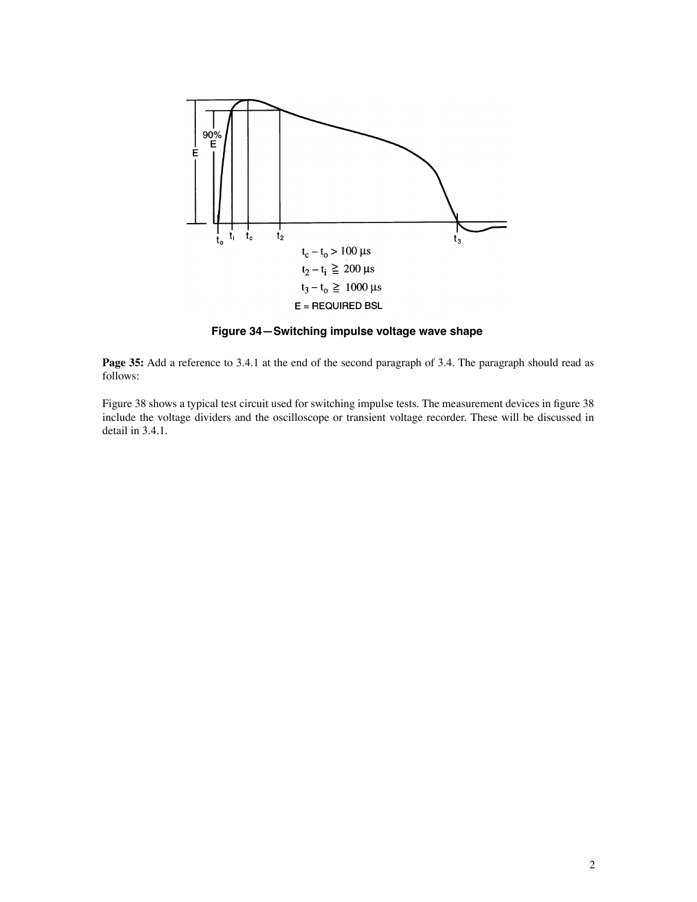90%
E

E

$t_o$ $t_i$ $t_c$ $t_2$ $t_3$

$t_c - t_o > 100\ \mu s$

$t_2 - t_i \geqq 200\ \mu s$

$t_3 - t_o \geqq 1000\ \mu s$

E = REQUIRED BSL

**Figure 34—Switching impulse voltage wave shape**

**Page 35:** Add a reference to 3.4.1 at the end of the second paragraph of 3.4. The paragraph should read as follows:

Figure 38 shows a typical test circuit used for switching impulse tests. The measurement devices in figure 38 include the voltage dividers and the oscilloscope or transient voltage recorder. These will be discussed in detail in 3.4.1.